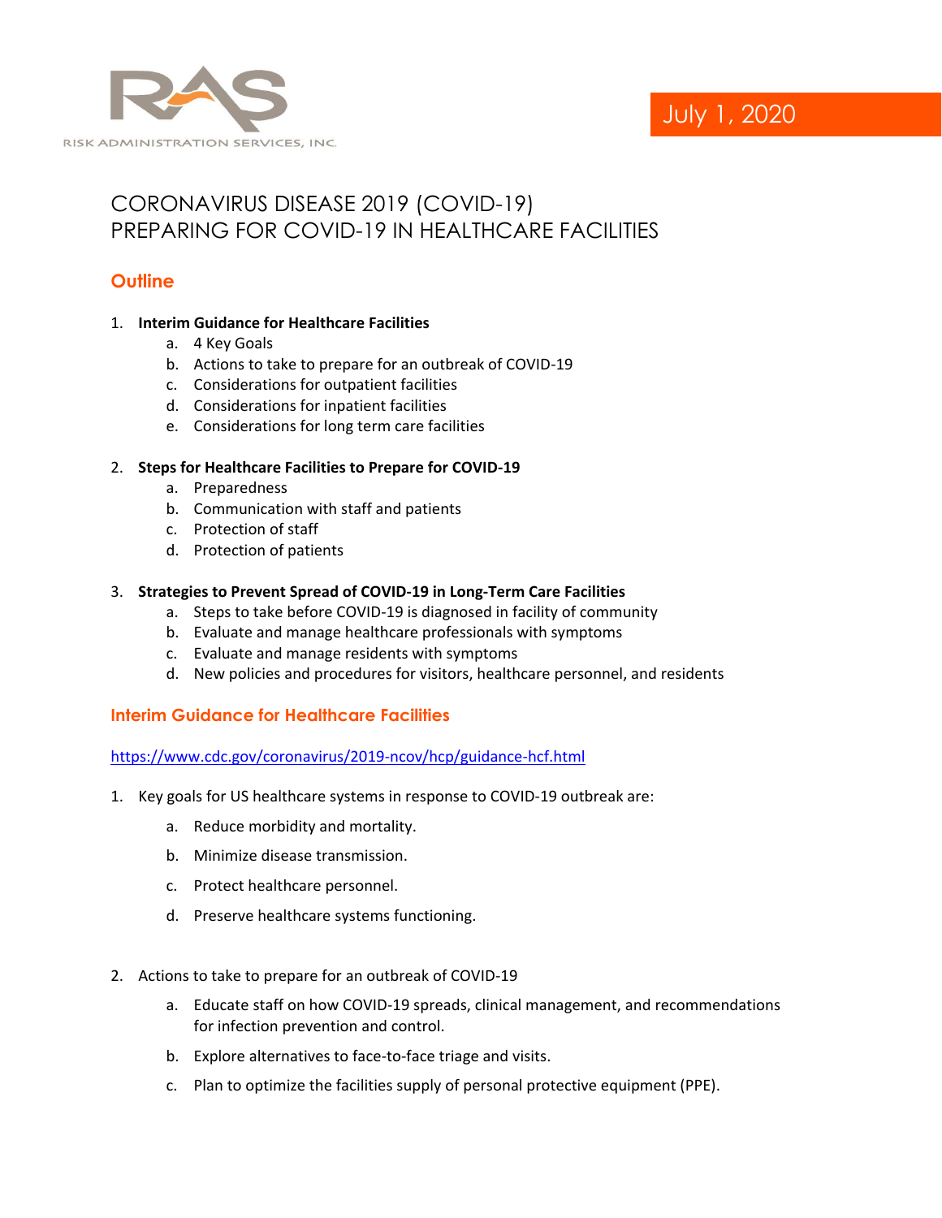RISK ADMINISTRATION SERVICES, INC.

July 1, 2020

# CORONAVIRUS DISEASE 2019 (COVID-19)
# PREPARING FOR COVID-19 IN HEALTHCARE FACILITIES

## Outline

1. **Interim Guidance for Healthcare Facilities**
    a. 4 Key Goals
    b. Actions to take to prepare for an outbreak of COVID-19
    c. Considerations for outpatient facilities
    d. Considerations for inpatient facilities
    e. Considerations for long term care facilities

2. **Steps for Healthcare Facilities to Prepare for COVID-19**
    a. Preparedness
    b. Communication with staff and patients
    c. Protection of staff
    d. Protection of patients

3. **Strategies to Prevent Spread of COVID-19 in Long-Term Care Facilities**
    a. Steps to take before COVID-19 is diagnosed in facility of community
    b. Evaluate and manage healthcare professionals with symptoms
    c. Evaluate and manage residents with symptoms
    d. New policies and procedures for visitors, healthcare personnel, and residents

## Interim Guidance for Healthcare Facilities

https://www.cdc.gov/coronavirus/2019-ncov/hcp/guidance-hcf.html

1. Key goals for US healthcare systems in response to COVID-19 outbreak are:

    a. Reduce morbidity and mortality.

    b. Minimize disease transmission.

    c. Protect healthcare personnel.

    d. Preserve healthcare systems functioning.

2. Actions to take to prepare for an outbreak of COVID-19

    a. Educate staff on how COVID-19 spreads, clinical management, and recommendations for infection prevention and control.

    b. Explore alternatives to face-to-face triage and visits.

    c. Plan to optimize the facilities supply of personal protective equipment (PPE).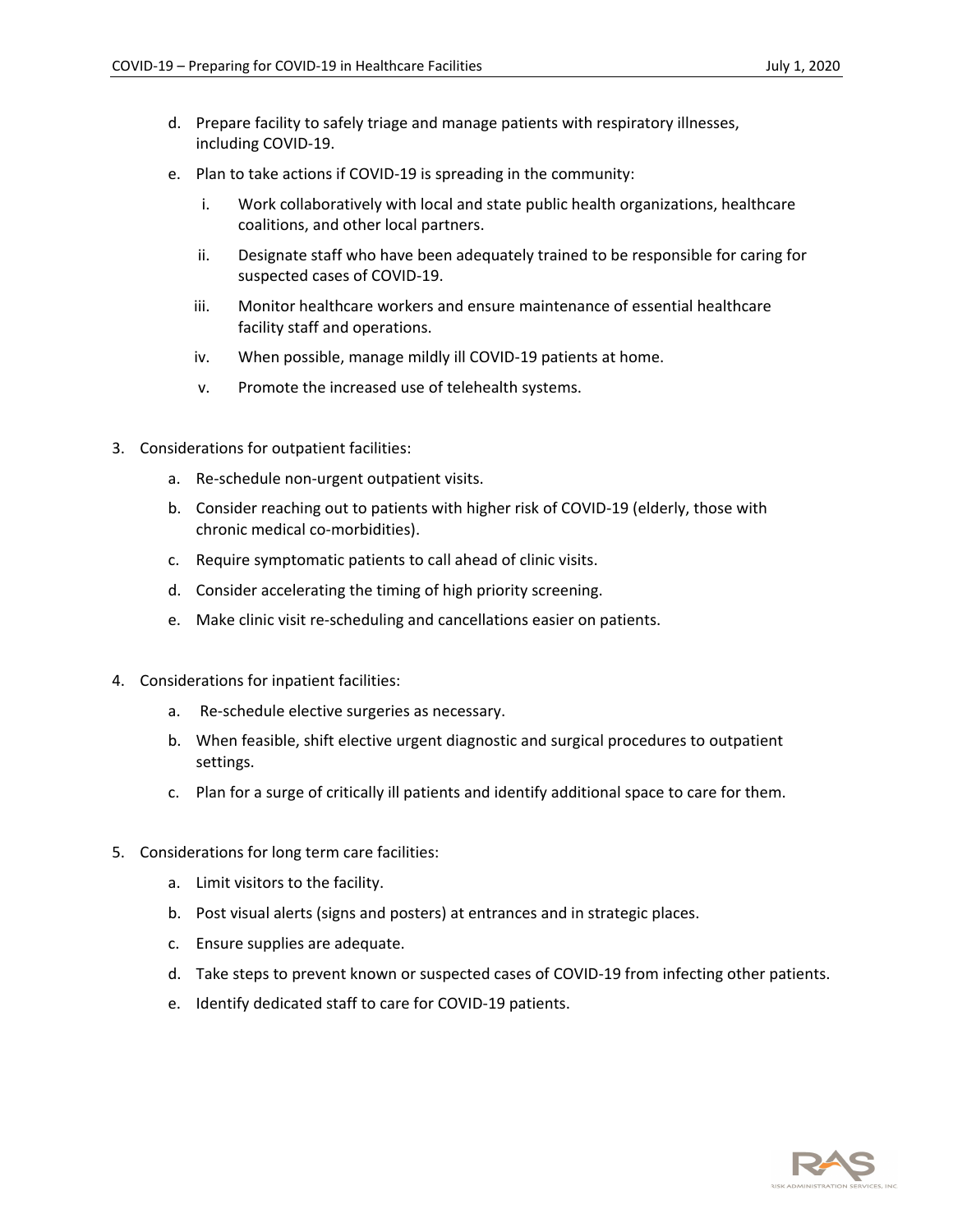d. Prepare facility to safely triage and manage patients with respiratory illnesses, including COVID-19.

   e. Plan to take actions if COVID-19 is spreading in the community:

      i. Work collaboratively with local and state public health organizations, healthcare coalitions, and other local partners.

      ii. Designate staff who have been adequately trained to be responsible for caring for suspected cases of COVID-19.

      iii. Monitor healthcare workers and ensure maintenance of essential healthcare facility staff and operations.

      iv. When possible, manage mildly ill COVID-19 patients at home.

      v. Promote the increased use of telehealth systems.

3. Considerations for outpatient facilities:

   a. Re-schedule non-urgent outpatient visits.

   b. Consider reaching out to patients with higher risk of COVID-19 (elderly, those with chronic medical co-morbidities).

   c. Require symptomatic patients to call ahead of clinic visits.

   d. Consider accelerating the timing of high priority screening.

   e. Make clinic visit re-scheduling and cancellations easier on patients.

4. Considerations for inpatient facilities:

   a. Re-schedule elective surgeries as necessary.

   b. When feasible, shift elective urgent diagnostic and surgical procedures to outpatient settings.

   c. Plan for a surge of critically ill patients and identify additional space to care for them.

5. Considerations for long term care facilities:

   a. Limit visitors to the facility.

   b. Post visual alerts (signs and posters) at entrances and in strategic places.

   c. Ensure supplies are adequate.

   d. Take steps to prevent known or suspected cases of COVID-19 from infecting other patients.

   e. Identify dedicated staff to care for COVID-19 patients.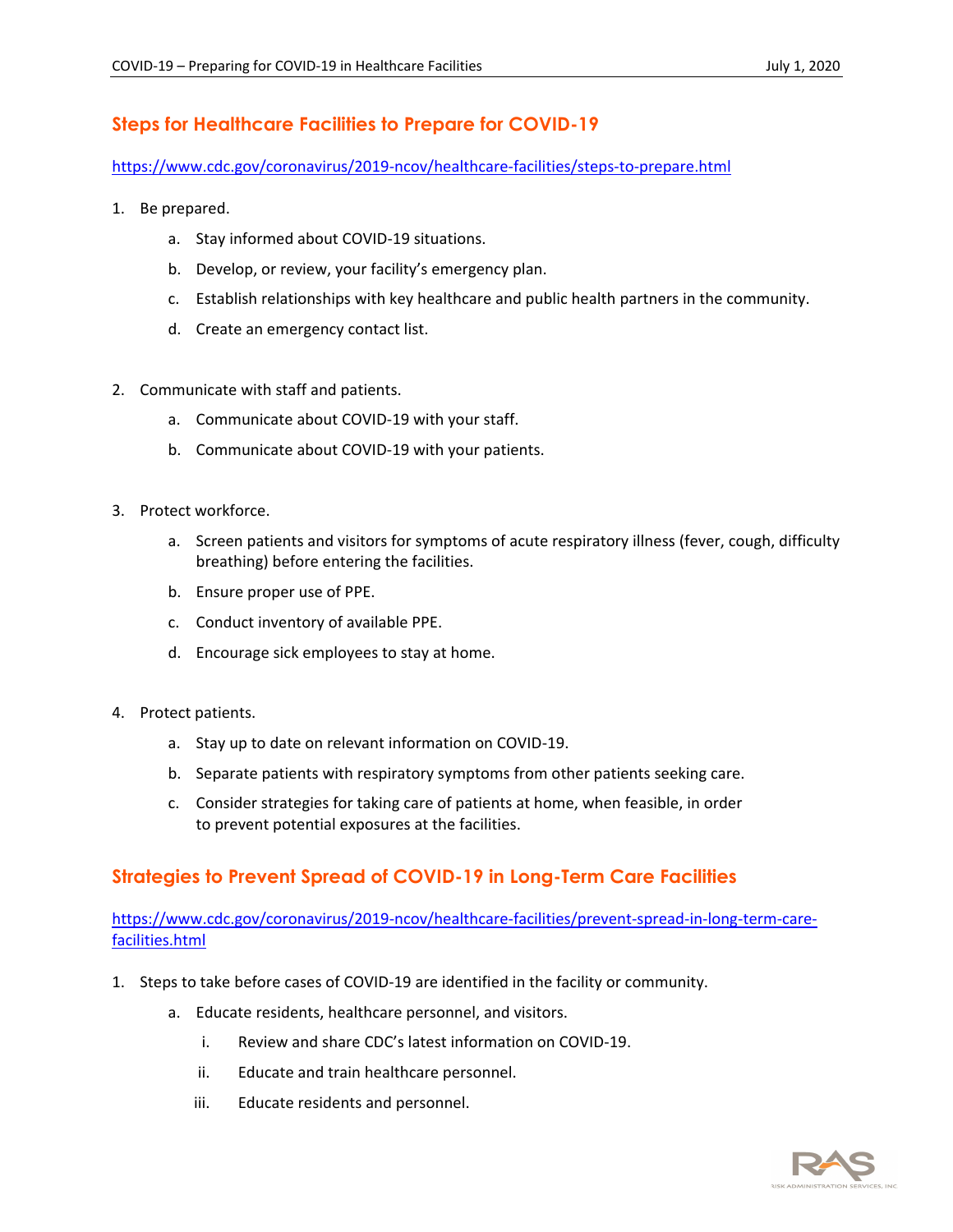## Steps for Healthcare Facilities to Prepare for COVID-19

https://www.cdc.gov/coronavirus/2019-ncov/healthcare-facilities/steps-to-prepare.html

1. Be prepared.
    a. Stay informed about COVID-19 situations.
    b. Develop, or review, your facility's emergency plan.
    c. Establish relationships with key healthcare and public health partners in the community.
    d. Create an emergency contact list.

2. Communicate with staff and patients.
    a. Communicate about COVID-19 with your staff.
    b. Communicate about COVID-19 with your patients.

3. Protect workforce.
    a. Screen patients and visitors for symptoms of acute respiratory illness (fever, cough, difficulty breathing) before entering the facilities.
    b. Ensure proper use of PPE.
    c. Conduct inventory of available PPE.
    d. Encourage sick employees to stay at home.

4. Protect patients.
    a. Stay up to date on relevant information on COVID-19.
    b. Separate patients with respiratory symptoms from other patients seeking care.
    c. Consider strategies for taking care of patients at home, when feasible, in order to prevent potential exposures at the facilities.

## Strategies to Prevent Spread of COVID-19 in Long-Term Care Facilities

https://www.cdc.gov/coronavirus/2019-ncov/healthcare-facilities/prevent-spread-in-long-term-care-facilities.html

1. Steps to take before cases of COVID-19 are identified in the facility or community.
    a. Educate residents, healthcare personnel, and visitors.
        i. Review and share CDC's latest information on COVID-19.
        ii. Educate and train healthcare personnel.
        iii. Educate residents and personnel.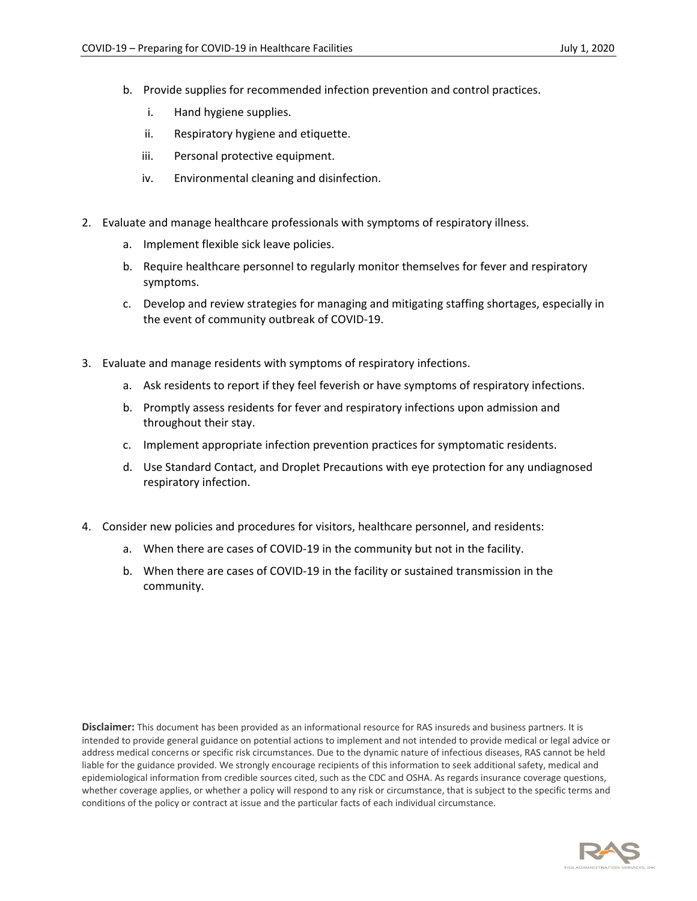b. Provide supplies for recommended infection prevention and control practices.
   i. Hand hygiene supplies.
   ii. Respiratory hygiene and etiquette.
   iii. Personal protective equipment.
   iv. Environmental cleaning and disinfection.

2. Evaluate and manage healthcare professionals with symptoms of respiratory illness.
   a. Implement flexible sick leave policies.
   b. Require healthcare personnel to regularly monitor themselves for fever and respiratory symptoms.
   c. Develop and review strategies for managing and mitigating staffing shortages, especially in the event of community outbreak of COVID-19.

3. Evaluate and manage residents with symptoms of respiratory infections.
   a. Ask residents to report if they feel feverish or have symptoms of respiratory infections.
   b. Promptly assess residents for fever and respiratory infections upon admission and throughout their stay.
   c. Implement appropriate infection prevention practices for symptomatic residents.
   d. Use Standard Contact, and Droplet Precautions with eye protection for any undiagnosed respiratory infection.

4. Consider new policies and procedures for visitors, healthcare personnel, and residents:
   a. When there are cases of COVID-19 in the community but not in the facility.
   b. When there are cases of COVID-19 in the facility or sustained transmission in the community.

**Disclaimer:** This document has been provided as an informational resource for RAS insureds and business partners. It is intended to provide general guidance on potential actions to implement and not intended to provide medical or legal advice or address medical concerns or specific risk circumstances. Due to the dynamic nature of infectious diseases, RAS cannot be held liable for the guidance provided. We strongly encourage recipients of this information to seek additional safety, medical and epidemiological information from credible sources cited, such as the CDC and OSHA. As regards insurance coverage questions, whether coverage applies, or whether a policy will respond to any risk or circumstance, that is subject to the specific terms and conditions of the policy or contract at issue and the particular facts of each individual circumstance.